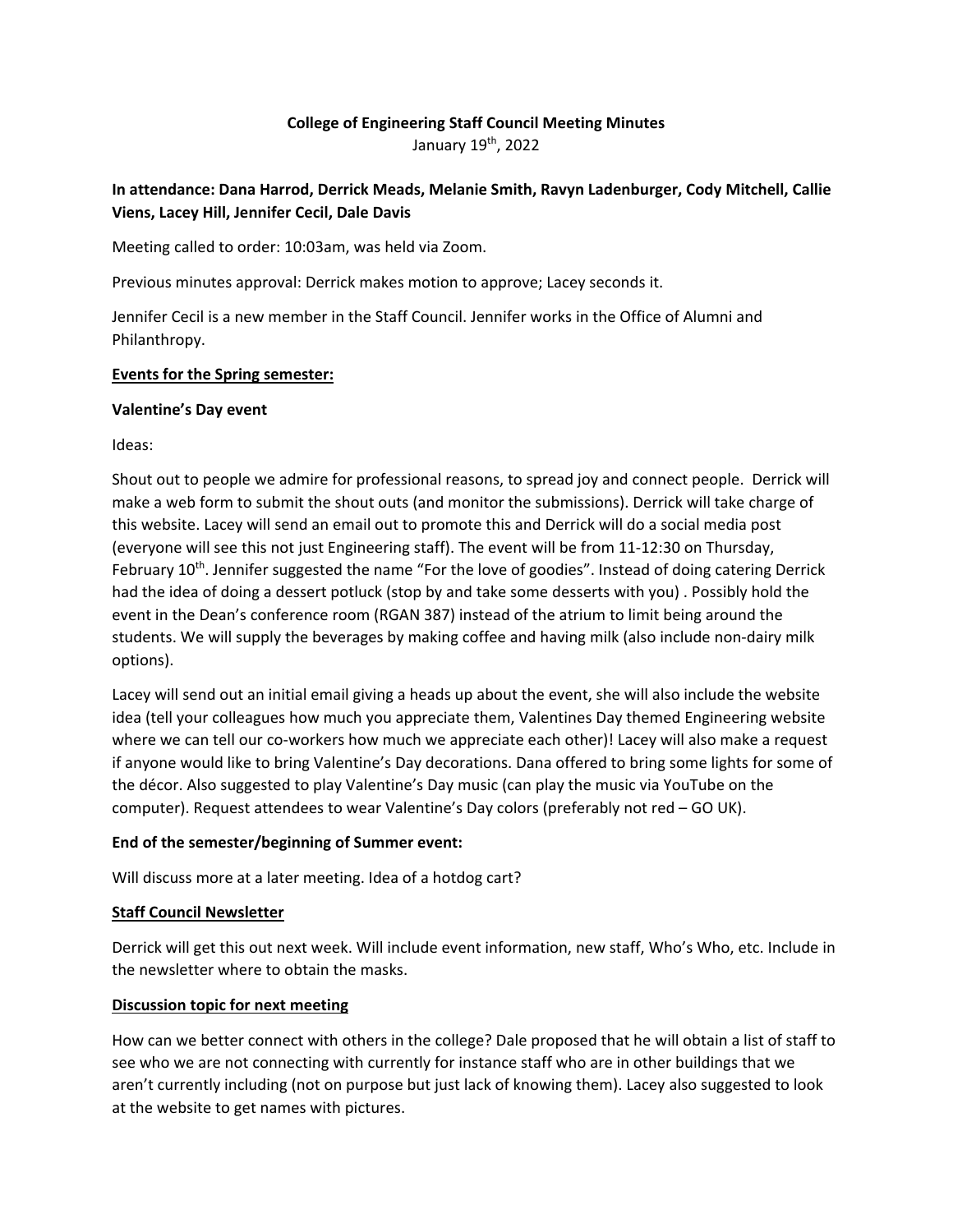**College of Engineering Staff Council Meeting Minutes**

January 19th, 2022

**In attendance: Dana Harrod, Derrick Meads, Melanie Smith, Ravyn Ladenburger, Cody Mitchell, Callie Viens, Lacey Hill, Jennifer Cecil, Dale Davis**

Meeting called to order: 10:03am, was held via Zoom.

Previous minutes approval: Derrick makes motion to approve; Lacey seconds it.

Jennifer Cecil is a new member in the Staff Council. Jennifer works in the Office of Alumni and Philanthropy.

**Events for the Spring semester:**

**Valentine's Day event**

Ideas:

Shout out to people we admire for professional reasons, to spread joy and connect people. Derrick will make a web form to submit the shout outs (and monitor the submissions). Derrick will take charge of this website. Lacey will send an email out to promote this and Derrick will do a social media post (everyone will see this not just Engineering staff). The event will be from 11-12:30 on Thursday, February 10th. Jennifer suggested the name "For the love of goodies". Instead of doing catering Derrick had the idea of doing a dessert potluck (stop by and take some desserts with you) . Possibly hold the event in the Dean's conference room (RGAN 387) instead of the atrium to limit being around the students. We will supply the beverages by making coffee and having milk (also include non-dairy milk options).

Lacey will send out an initial email giving a heads up about the event, she will also include the website idea (tell your colleagues how much you appreciate them, Valentines Day themed Engineering website where we can tell our co-workers how much we appreciate each other)! Lacey will also make a request if anyone would like to bring Valentine's Day decorations. Dana offered to bring some lights for some of the décor. Also suggested to play Valentine's Day music (can play the music via YouTube on the computer). Request attendees to wear Valentine's Day colors (preferably not red – GO UK).

**End of the semester/beginning of Summer event:**

Will discuss more at a later meeting. Idea of a hotdog cart?

**Staff Council Newsletter**

Derrick will get this out next week. Will include event information, new staff, Who's Who, etc. Include in the newsletter where to obtain the masks.

**Discussion topic for next meeting**

How can we better connect with others in the college? Dale proposed that he will obtain a list of staff to see who we are not connecting with currently for instance staff who are in other buildings that we aren't currently including (not on purpose but just lack of knowing them). Lacey also suggested to look at the website to get names with pictures.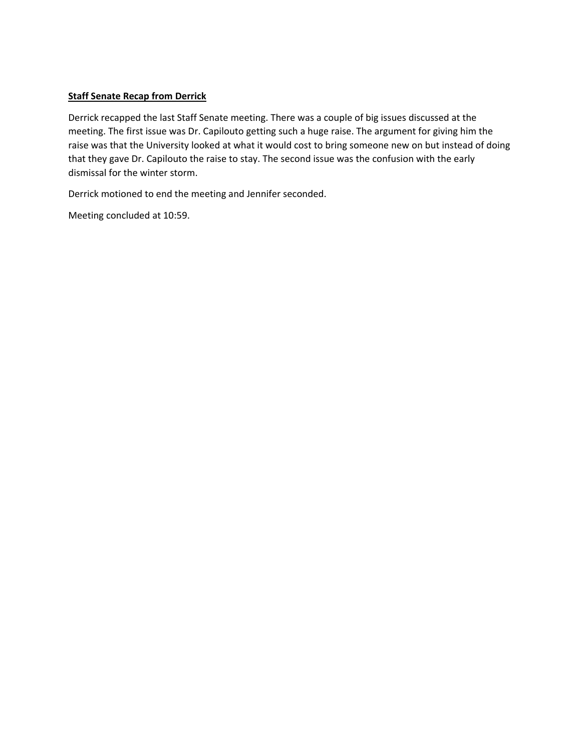**Staff Senate Recap from Derrick**

Derrick recapped the last Staff Senate meeting. There was a couple of big issues discussed at the meeting. The first issue was Dr. Capilouto getting such a huge raise. The argument for giving him the raise was that the University looked at what it would cost to bring someone new on but instead of doing that they gave Dr. Capilouto the raise to stay. The second issue was the confusion with the early dismissal for the winter storm.

Derrick motioned to end the meeting and Jennifer seconded.

Meeting concluded at 10:59.